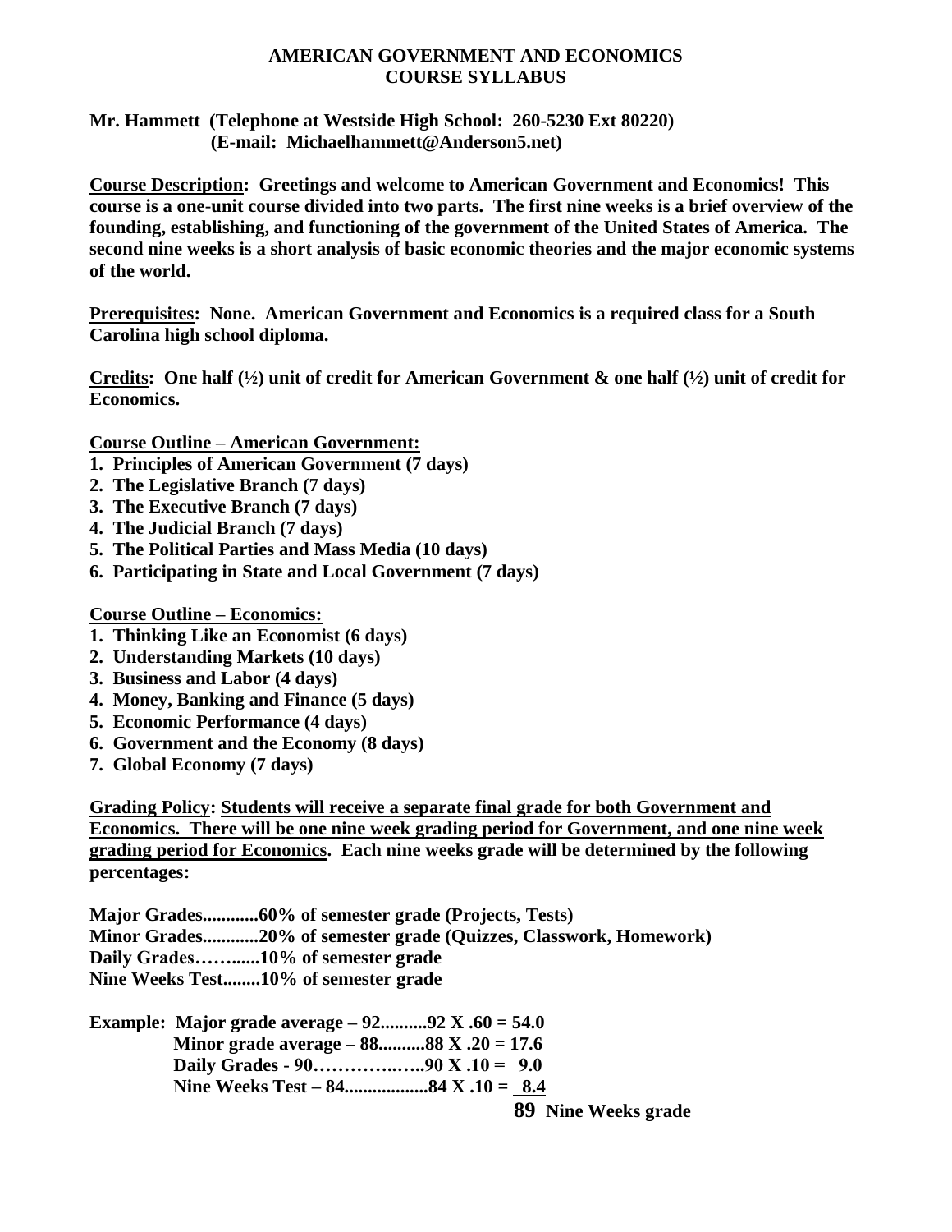# AMERICAN GOVERNMENT AND ECONOMICS
## COURSE SYLLABUS

**Mr. Hammett (Telephone at Westside High School: 260-5230 Ext 80220)**
**(E-mail: Michaelhammett@Anderson5.net)**

**Course Description: Greetings and welcome to American Government and Economics! This course is a one-unit course divided into two parts. The first nine weeks is a brief overview of the founding, establishing, and functioning of the government of the United States of America. The second nine weeks is a short analysis of basic economic theories and the major economic systems of the world.**

**Prerequisites: None. American Government and Economics is a required class for a South Carolina high school diploma.**

**Credits: One half (½) unit of credit for American Government & one half (½) unit of credit for Economics.**

**Course Outline – American Government:**

1. **Principles of American Government (7 days)**
2. **The Legislative Branch (7 days)**
3. **The Executive Branch (7 days)**
4. **The Judicial Branch (7 days)**
5. **The Political Parties and Mass Media (10 days)**
6. **Participating in State and Local Government (7 days)**

**Course Outline – Economics:**

1. **Thinking Like an Economist (6 days)**
2. **Understanding Markets (10 days)**
3. **Business and Labor (4 days)**
4. **Money, Banking and Finance (5 days)**
5. **Economic Performance (4 days)**
6. **Government and the Economy (8 days)**
7. **Global Economy (7 days)**

**Grading Policy: Students will receive a separate final grade for both Government and Economics. There will be one nine week grading period for Government, and one nine week grading period for Economics. Each nine weeks grade will be determined by the following percentages:**

**Major Grades............60% of semester grade (Projects, Tests)**
**Minor Grades............20% of semester grade (Quizzes, Classwork, Homework)**
**Daily Grades……......10% of semester grade**
**Nine Weeks Test........10% of semester grade**

**Example: Major grade average – 92..........92 X .60 = 54.0**
**Minor grade average – 88..........88 X .20 = 17.6**
**Daily Grades - 90………..…..90 X .10 = 9.0**
**Nine Weeks Test – 84.................84 X .10 = 8.4**
**89 Nine Weeks grade**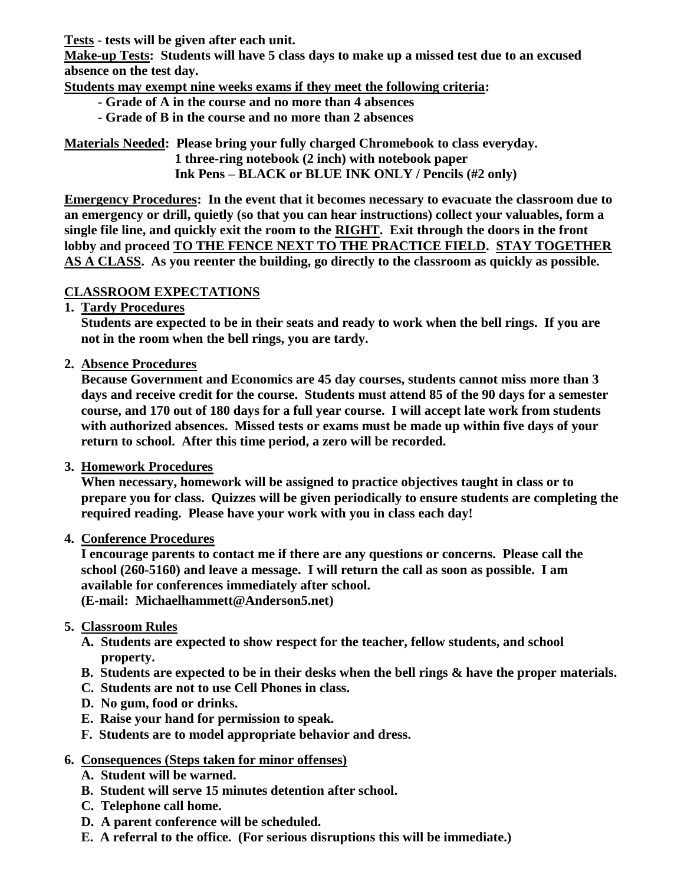**Tests - tests will be given after each unit.**

**Make-up Tests: Students will have 5 class days to make up a missed test due to an excused absence on the test day.**

**Students may exempt nine weeks exams if they meet the following criteria:**

- **Grade of A in the course and no more than 4 absences**
- **Grade of B in the course and no more than 2 absences**

**Materials Needed: Please bring your fully charged Chromebook to class everyday.**
**1 three-ring notebook (2 inch) with notebook paper**
**Ink Pens – BLACK or BLUE INK ONLY / Pencils (#2 only)**

**Emergency Procedures: In the event that it becomes necessary to evacuate the classroom due to an emergency or drill, quietly (so that you can hear instructions) collect your valuables, form a single file line, and quickly exit the room to the RIGHT. Exit through the doors in the front lobby and proceed TO THE FENCE NEXT TO THE PRACTICE FIELD. STAY TOGETHER AS A CLASS. As you reenter the building, go directly to the classroom as quickly as possible.**

## CLASSROOM EXPECTATIONS

1. **Tardy Procedures**
   **Students are expected to be in their seats and ready to work when the bell rings. If you are not in the room when the bell rings, you are tardy.**

2. **Absence Procedures**
   **Because Government and Economics are 45 day courses, students cannot miss more than 3 days and receive credit for the course. Students must attend 85 of the 90 days for a semester course, and 170 out of 180 days for a full year course. I will accept late work from students with authorized absences. Missed tests or exams must be made up within five days of your return to school. After this time period, a zero will be recorded.**

3. **Homework Procedures**
   **When necessary, homework will be assigned to practice objectives taught in class or to prepare you for class. Quizzes will be given periodically to ensure students are completing the required reading. Please have your work with you in class each day!**

4. **Conference Procedures**
   **I encourage parents to contact me if there are any questions or concerns. Please call the school (260-5160) and leave a message. I will return the call as soon as possible. I am available for conferences immediately after school.**
   **(E-mail: Michaelhammett@Anderson5.net)**

5. **Classroom Rules**
   - **A. Students are expected to show respect for the teacher, fellow students, and school property.**
   - **B. Students are expected to be in their desks when the bell rings & have the proper materials.**
   - **C. Students are not to use Cell Phones in class.**
   - **D. No gum, food or drinks.**
   - **E. Raise your hand for permission to speak.**
   - **F. Students are to model appropriate behavior and dress.**

6. **Consequences (Steps taken for minor offenses)**
   - **A. Student will be warned.**
   - **B. Student will serve 15 minutes detention after school.**
   - **C. Telephone call home.**
   - **D. A parent conference will be scheduled.**
   - **E. A referral to the office. (For serious disruptions this will be immediate.)**